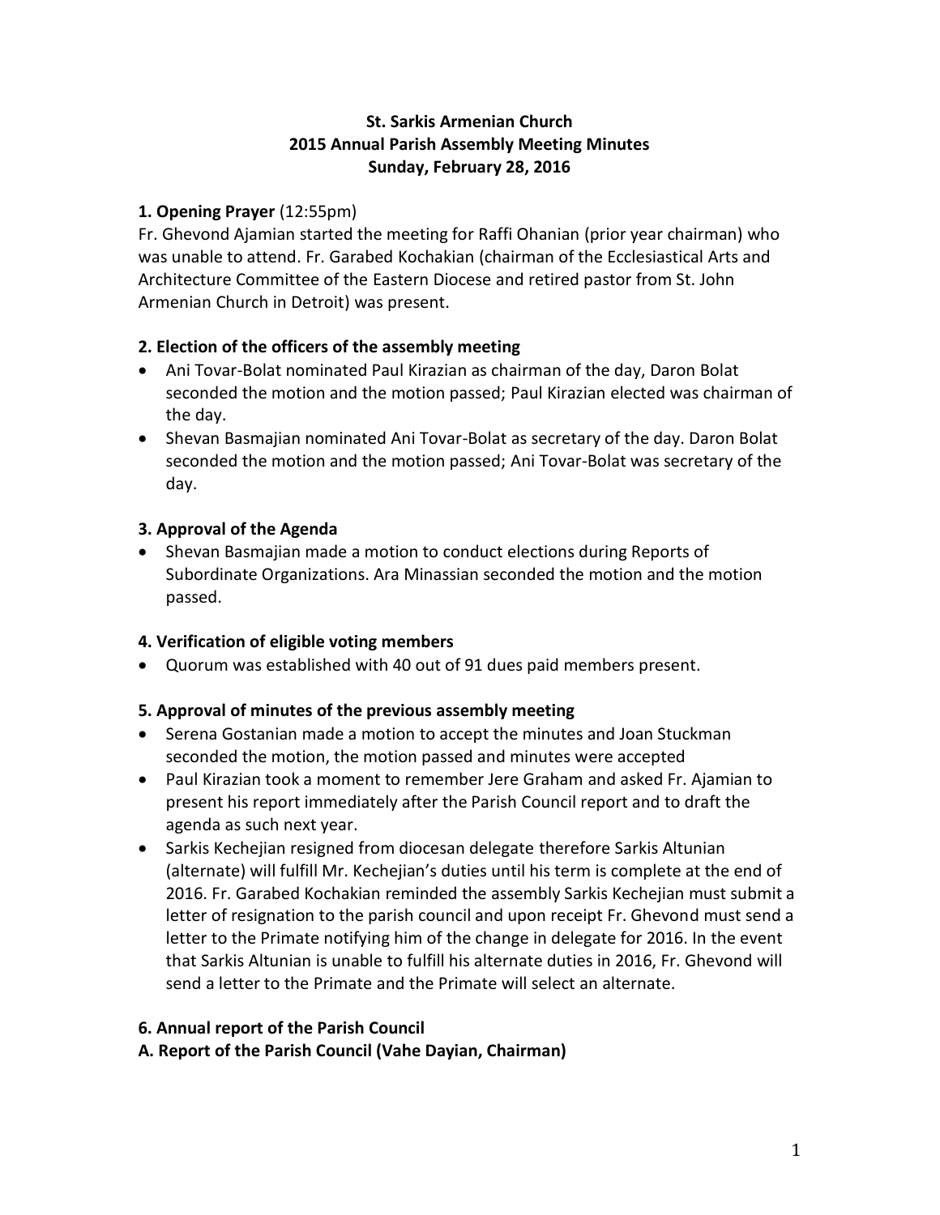# St. Sarkis Armenian Church
# 2015 Annual Parish Assembly Meeting Minutes
# Sunday, February 28, 2016

## 1. Opening Prayer (12:55pm)

Fr. Ghevond Ajamian started the meeting for Raffi Ohanian (prior year chairman) who was unable to attend. Fr. Garabed Kochakian (chairman of the Ecclesiastical Arts and Architecture Committee of the Eastern Diocese and retired pastor from St. John Armenian Church in Detroit) was present.

## 2. Election of the officers of the assembly meeting

- Ani Tovar-Bolat nominated Paul Kirazian as chairman of the day, Daron Bolat seconded the motion and the motion passed; Paul Kirazian elected was chairman of the day.
- Shevan Basmajian nominated Ani Tovar-Bolat as secretary of the day. Daron Bolat seconded the motion and the motion passed; Ani Tovar-Bolat was secretary of the day.

## 3. Approval of the Agenda

- Shevan Basmajian made a motion to conduct elections during Reports of Subordinate Organizations. Ara Minassian seconded the motion and the motion passed.

## 4. Verification of eligible voting members

- Quorum was established with 40 out of 91 dues paid members present.

## 5. Approval of minutes of the previous assembly meeting

- Serena Gostanian made a motion to accept the minutes and Joan Stuckman seconded the motion, the motion passed and minutes were accepted
- Paul Kirazian took a moment to remember Jere Graham and asked Fr. Ajamian to present his report immediately after the Parish Council report and to draft the agenda as such next year.
- Sarkis Kechejian resigned from diocesan delegate therefore Sarkis Altunian (alternate) will fulfill Mr. Kechejian's duties until his term is complete at the end of 2016. Fr. Garabed Kochakian reminded the assembly Sarkis Kechejian must submit a letter of resignation to the parish council and upon receipt Fr. Ghevond must send a letter to the Primate notifying him of the change in delegate for 2016. In the event that Sarkis Altunian is unable to fulfill his alternate duties in 2016, Fr. Ghevond will send a letter to the Primate and the Primate will select an alternate.

## 6. Annual report of the Parish Council

### A. Report of the Parish Council (Vahe Dayian, Chairman)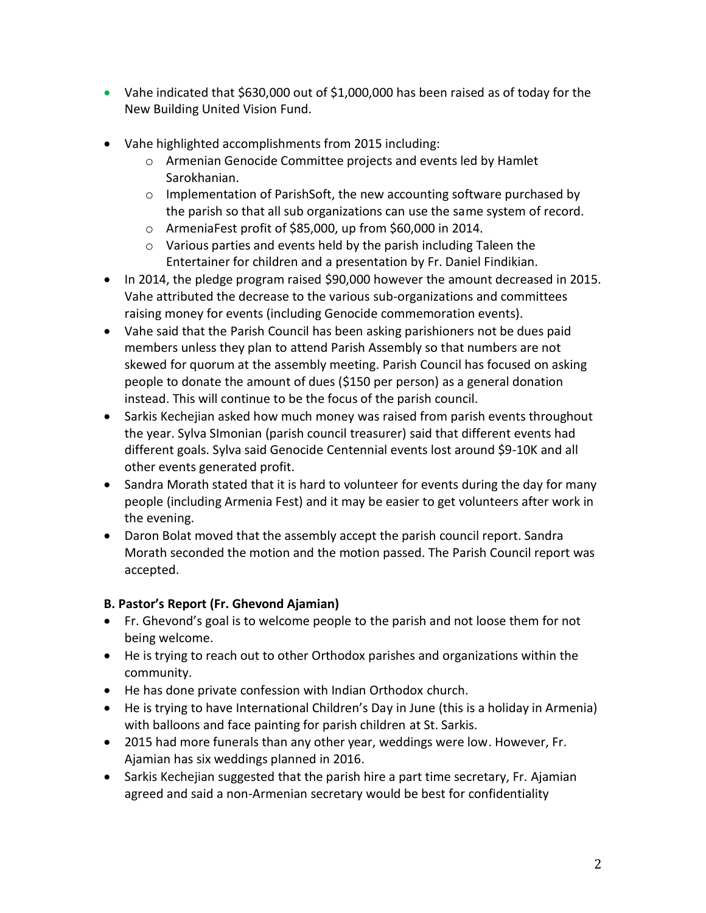- Vahe indicated that $630,000 out of $1,000,000 has been raised as of today for the New Building United Vision Fund.

- Vahe highlighted accomplishments from 2015 including:
  - Armenian Genocide Committee projects and events led by Hamlet Sarokhanian.
  - Implementation of ParishSoft, the new accounting software purchased by the parish so that all sub organizations can use the same system of record.
  - ArmeniaFest profit of $85,000, up from $60,000 in 2014.
  - Various parties and events held by the parish including Taleen the Entertainer for children and a presentation by Fr. Daniel Findikian.
- In 2014, the pledge program raised $90,000 however the amount decreased in 2015. Vahe attributed the decrease to the various sub-organizations and committees raising money for events (including Genocide commemoration events).
- Vahe said that the Parish Council has been asking parishioners not be dues paid members unless they plan to attend Parish Assembly so that numbers are not skewed for quorum at the assembly meeting. Parish Council has focused on asking people to donate the amount of dues ($150 per person) as a general donation instead. This will continue to be the focus of the parish council.
- Sarkis Kechejian asked how much money was raised from parish events throughout the year. Sylva SImonian (parish council treasurer) said that different events had different goals. Sylva said Genocide Centennial events lost around $9-10K and all other events generated profit.
- Sandra Morath stated that it is hard to volunteer for events during the day for many people (including Armenia Fest) and it may be easier to get volunteers after work in the evening.
- Daron Bolat moved that the assembly accept the parish council report. Sandra Morath seconded the motion and the motion passed. The Parish Council report was accepted.

**B. Pastor's Report (Fr. Ghevond Ajamian)**

- Fr. Ghevond's goal is to welcome people to the parish and not loose them for not being welcome.
- He is trying to reach out to other Orthodox parishes and organizations within the community.
- He has done private confession with Indian Orthodox church.
- He is trying to have International Children's Day in June (this is a holiday in Armenia) with balloons and face painting for parish children at St. Sarkis.
- 2015 had more funerals than any other year, weddings were low. However, Fr. Ajamian has six weddings planned in 2016.
- Sarkis Kechejian suggested that the parish hire a part time secretary, Fr. Ajamian agreed and said a non-Armenian secretary would be best for confidentiality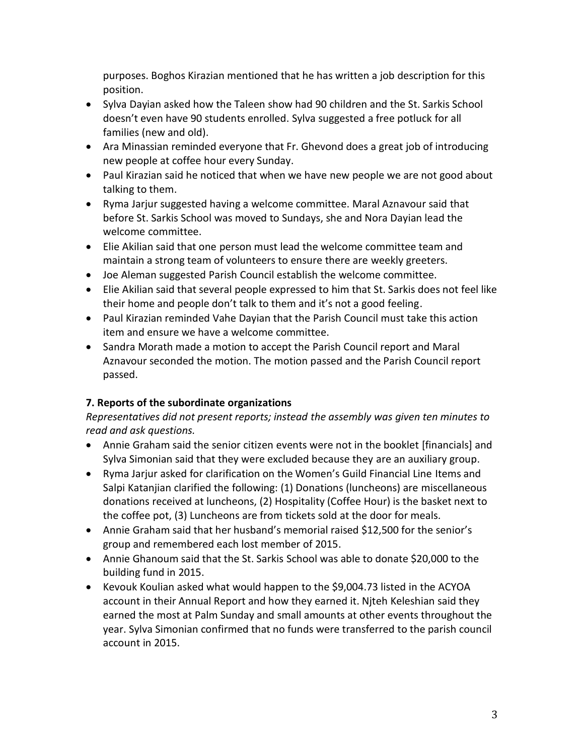purposes. Boghos Kirazian mentioned that he has written a job description for this position.

- Sylva Dayian asked how the Taleen show had 90 children and the St. Sarkis School doesn't even have 90 students enrolled. Sylva suggested a free potluck for all families (new and old).
- Ara Minassian reminded everyone that Fr. Ghevond does a great job of introducing new people at coffee hour every Sunday.
- Paul Kirazian said he noticed that when we have new people we are not good about talking to them.
- Ryma Jarjur suggested having a welcome committee. Maral Aznavour said that before St. Sarkis School was moved to Sundays, she and Nora Dayian lead the welcome committee.
- Elie Akilian said that one person must lead the welcome committee team and maintain a strong team of volunteers to ensure there are weekly greeters.
- Joe Aleman suggested Parish Council establish the welcome committee.
- Elie Akilian said that several people expressed to him that St. Sarkis does not feel like their home and people don't talk to them and it's not a good feeling.
- Paul Kirazian reminded Vahe Dayian that the Parish Council must take this action item and ensure we have a welcome committee.
- Sandra Morath made a motion to accept the Parish Council report and Maral Aznavour seconded the motion. The motion passed and the Parish Council report passed.

**7. Reports of the subordinate organizations**

*Representatives did not present reports; instead the assembly was given ten minutes to read and ask questions.*

- Annie Graham said the senior citizen events were not in the booklet [financials] and Sylva Simonian said that they were excluded because they are an auxiliary group.
- Ryma Jarjur asked for clarification on the Women's Guild Financial Line Items and Salpi Katanjian clarified the following: (1) Donations (luncheons) are miscellaneous donations received at luncheons, (2) Hospitality (Coffee Hour) is the basket next to the coffee pot, (3) Luncheons are from tickets sold at the door for meals.
- Annie Graham said that her husband's memorial raised $12,500 for the senior's group and remembered each lost member of 2015.
- Annie Ghanoum said that the St. Sarkis School was able to donate $20,000 to the building fund in 2015.
- Kevouk Koulian asked what would happen to the $9,004.73 listed in the ACYOA account in their Annual Report and how they earned it. Njteh Keleshian said they earned the most at Palm Sunday and small amounts at other events throughout the year. Sylva Simonian confirmed that no funds were transferred to the parish council account in 2015.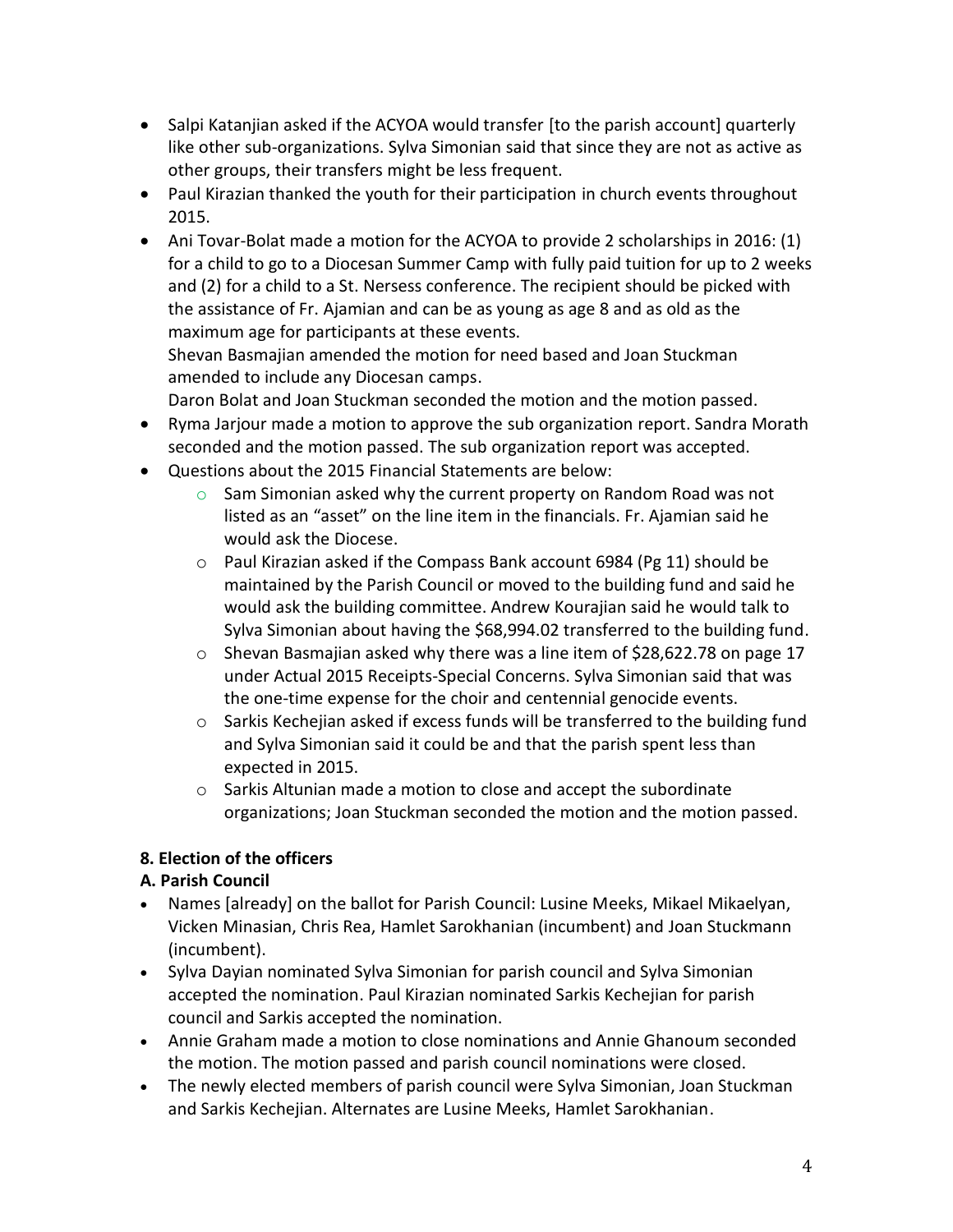- Salpi Katanjian asked if the ACYOA would transfer [to the parish account] quarterly like other sub-organizations. Sylva Simonian said that since they are not as active as other groups, their transfers might be less frequent.
- Paul Kirazian thanked the youth for their participation in church events throughout 2015.
- Ani Tovar-Bolat made a motion for the ACYOA to provide 2 scholarships in 2016: (1) for a child to go to a Diocesan Summer Camp with fully paid tuition for up to 2 weeks and (2) for a child to a St. Nersess conference. The recipient should be picked with the assistance of Fr. Ajamian and can be as young as age 8 and as old as the maximum age for participants at these events.
  Shevan Basmajian amended the motion for need based and Joan Stuckman amended to include any Diocesan camps.
  Daron Bolat and Joan Stuckman seconded the motion and the motion passed.
- Ryma Jarjour made a motion to approve the sub organization report. Sandra Morath seconded and the motion passed. The sub organization report was accepted.
- Questions about the 2015 Financial Statements are below:
  - Sam Simonian asked why the current property on Random Road was not listed as an "asset" on the line item in the financials. Fr. Ajamian said he would ask the Diocese.
  - Paul Kirazian asked if the Compass Bank account 6984 (Pg 11) should be maintained by the Parish Council or moved to the building fund and said he would ask the building committee. Andrew Kourajian said he would talk to Sylva Simonian about having the $68,994.02 transferred to the building fund.
  - Shevan Basmajian asked why there was a line item of $28,622.78 on page 17 under Actual 2015 Receipts-Special Concerns. Sylva Simonian said that was the one-time expense for the choir and centennial genocide events.
  - Sarkis Kechejian asked if excess funds will be transferred to the building fund and Sylva Simonian said it could be and that the parish spent less than expected in 2015.
  - Sarkis Altunian made a motion to close and accept the subordinate organizations; Joan Stuckman seconded the motion and the motion passed.

**8. Election of the officers**

**A. Parish Council**

- Names [already] on the ballot for Parish Council: Lusine Meeks, Mikael Mikaelyan, Vicken Minasian, Chris Rea, Hamlet Sarokhanian (incumbent) and Joan Stuckmann (incumbent).
- Sylva Dayian nominated Sylva Simonian for parish council and Sylva Simonian accepted the nomination. Paul Kirazian nominated Sarkis Kechejian for parish council and Sarkis accepted the nomination.
- Annie Graham made a motion to close nominations and Annie Ghanoum seconded the motion. The motion passed and parish council nominations were closed.
- The newly elected members of parish council were Sylva Simonian, Joan Stuckman and Sarkis Kechejian. Alternates are Lusine Meeks, Hamlet Sarokhanian.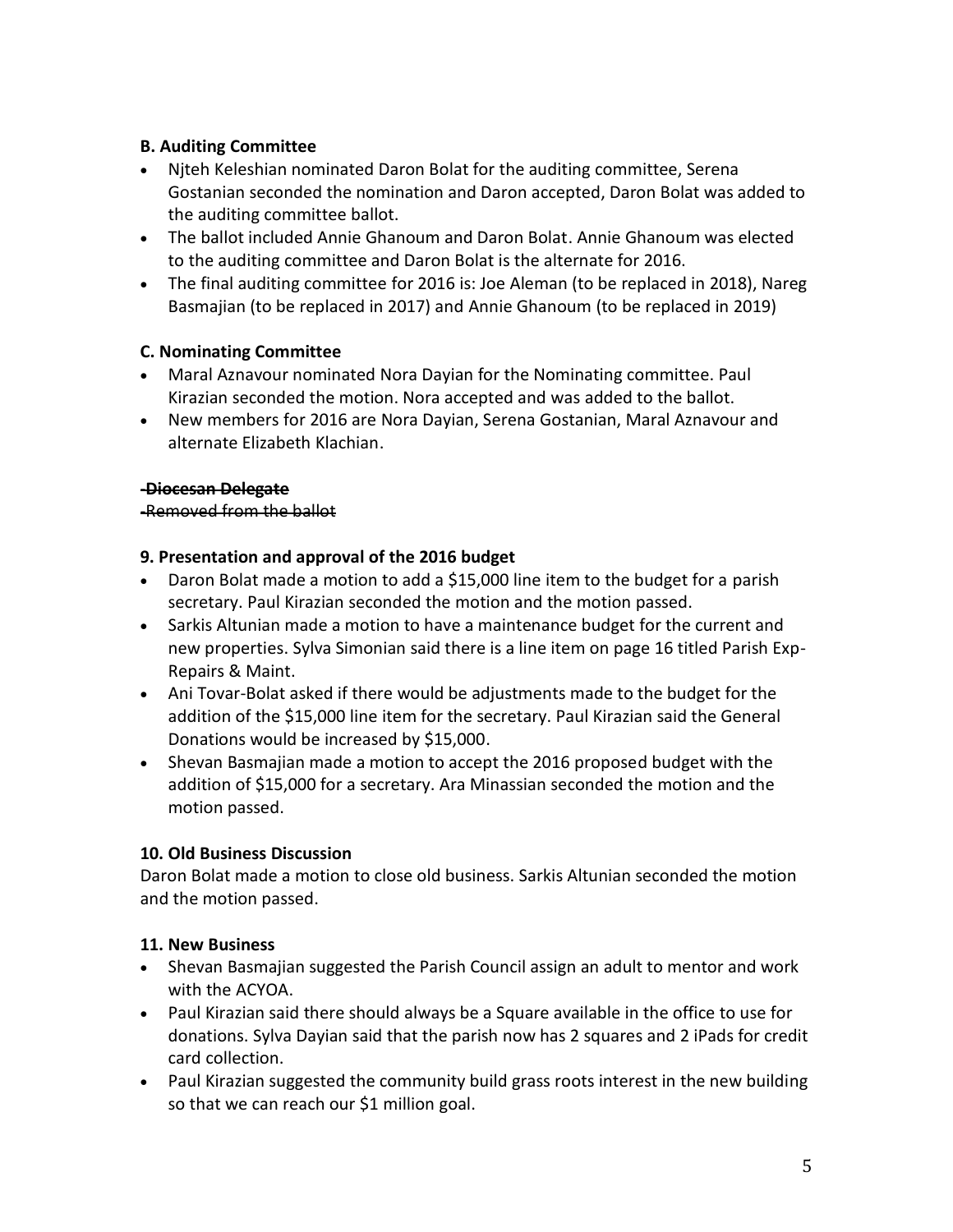**B. Auditing Committee**

- Njteh Keleshian nominated Daron Bolat for the auditing committee, Serena Gostanian seconded the nomination and Daron accepted, Daron Bolat was added to the auditing committee ballot.
- The ballot included Annie Ghanoum and Daron Bolat. Annie Ghanoum was elected to the auditing committee and Daron Bolat is the alternate for 2016.
- The final auditing committee for 2016 is: Joe Aleman (to be replaced in 2018), Nareg Basmajian (to be replaced in 2017) and Annie Ghanoum (to be replaced in 2019)

**C. Nominating Committee**

- Maral Aznavour nominated Nora Dayian for the Nominating committee. Paul Kirazian seconded the motion. Nora accepted and was added to the ballot.
- New members for 2016 are Nora Dayian, Serena Gostanian, Maral Aznavour and alternate Elizabeth Klachian.

~~**-Diocesan Delegate**~~

~~-Removed from the ballot~~

**9. Presentation and approval of the 2016 budget**

- Daron Bolat made a motion to add a $15,000 line item to the budget for a parish secretary. Paul Kirazian seconded the motion and the motion passed.
- Sarkis Altunian made a motion to have a maintenance budget for the current and new properties. Sylva Simonian said there is a line item on page 16 titled Parish Exp-Repairs & Maint.
- Ani Tovar-Bolat asked if there would be adjustments made to the budget for the addition of the $15,000 line item for the secretary. Paul Kirazian said the General Donations would be increased by $15,000.
- Shevan Basmajian made a motion to accept the 2016 proposed budget with the addition of $15,000 for a secretary. Ara Minassian seconded the motion and the motion passed.

**10. Old Business Discussion**

Daron Bolat made a motion to close old business. Sarkis Altunian seconded the motion and the motion passed.

**11. New Business**

- Shevan Basmajian suggested the Parish Council assign an adult to mentor and work with the ACYOA.
- Paul Kirazian said there should always be a Square available in the office to use for donations. Sylva Dayian said that the parish now has 2 squares and 2 iPads for credit card collection.
- Paul Kirazian suggested the community build grass roots interest in the new building so that we can reach our $1 million goal.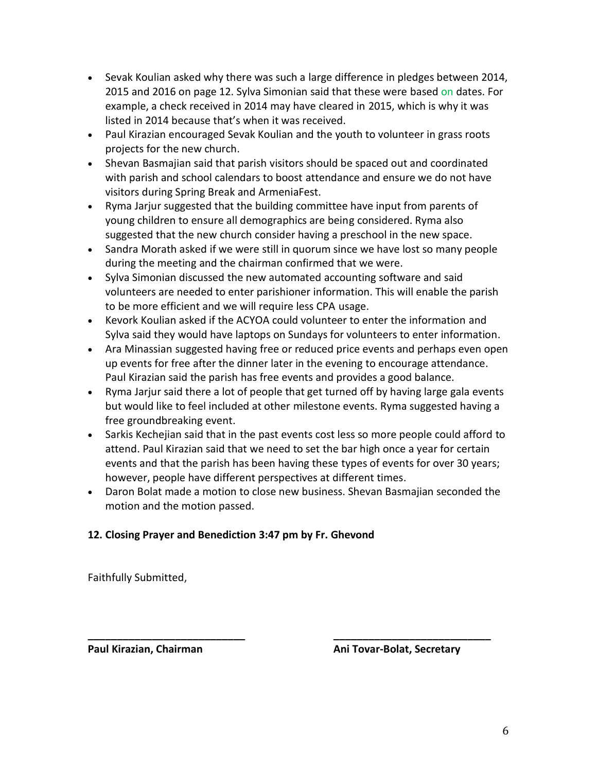- Sevak Koulian asked why there was such a large difference in pledges between 2014, 2015 and 2016 on page 12. Sylva Simonian said that these were based on dates. For example, a check received in 2014 may have cleared in 2015, which is why it was listed in 2014 because that's when it was received.
- Paul Kirazian encouraged Sevak Koulian and the youth to volunteer in grass roots projects for the new church.
- Shevan Basmajian said that parish visitors should be spaced out and coordinated with parish and school calendars to boost attendance and ensure we do not have visitors during Spring Break and ArmeniaFest.
- Ryma Jarjur suggested that the building committee have input from parents of young children to ensure all demographics are being considered. Ryma also suggested that the new church consider having a preschool in the new space.
- Sandra Morath asked if we were still in quorum since we have lost so many people during the meeting and the chairman confirmed that we were.
- Sylva Simonian discussed the new automated accounting software and said volunteers are needed to enter parishioner information. This will enable the parish to be more efficient and we will require less CPA usage.
- Kevork Koulian asked if the ACYOA could volunteer to enter the information and Sylva said they would have laptops on Sundays for volunteers to enter information.
- Ara Minassian suggested having free or reduced price events and perhaps even open up events for free after the dinner later in the evening to encourage attendance. Paul Kirazian said the parish has free events and provides a good balance.
- Ryma Jarjur said there a lot of people that get turned off by having large gala events but would like to feel included at other milestone events. Ryma suggested having a free groundbreaking event.
- Sarkis Kechejian said that in the past events cost less so more people could afford to attend. Paul Kirazian said that we need to set the bar high once a year for certain events and that the parish has been having these types of events for over 30 years; however, people have different perspectives at different times.
- Daron Bolat made a motion to close new business. Shevan Basmajian seconded the motion and the motion passed.

**12. Closing Prayer and Benediction 3:47 pm by Fr. Ghevond**

Faithfully Submitted,

___________________________ ___________________________

**Paul Kirazian, Chairman** **Ani Tovar-Bolat, Secretary**